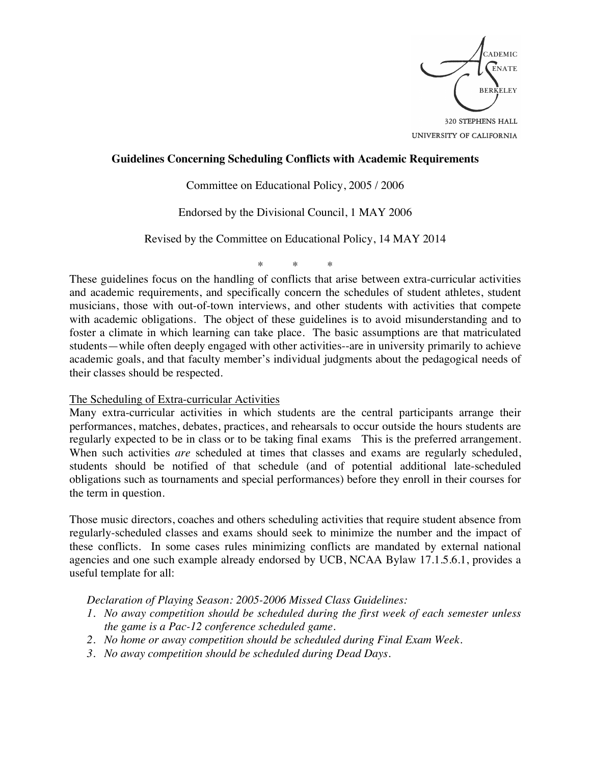ACADEMIC SENATE BERKELEY
320 STEPHENS HALL
UNIVERSITY OF CALIFORNIA

## Guidelines Concerning Scheduling Conflicts with Academic Requirements

Committee on Educational Policy, 2005 / 2006

Endorsed by the Divisional Council, 1 MAY 2006

Revised by the Committee on Educational Policy, 14 MAY 2014

\* \* \*

These guidelines focus on the handling of conflicts that arise between extra-curricular activities and academic requirements, and specifically concern the schedules of student athletes, student musicians, those with out-of-town interviews, and other students with activities that compete with academic obligations. The object of these guidelines is to avoid misunderstanding and to foster a climate in which learning can take place. The basic assumptions are that matriculated students—while often deeply engaged with other activities--are in university primarily to achieve academic goals, and that faculty member's individual judgments about the pedagogical needs of their classes should be respected.

### The Scheduling of Extra-curricular Activities

Many extra-curricular activities in which students are the central participants arrange their performances, matches, debates, practices, and rehearsals to occur outside the hours students are regularly expected to be in class or to be taking final exams This is the preferred arrangement. When such activities *are* scheduled at times that classes and exams are regularly scheduled, students should be notified of that schedule (and of potential additional late-scheduled obligations such as tournaments and special performances) before they enroll in their courses for the term in question.

Those music directors, coaches and others scheduling activities that require student absence from regularly-scheduled classes and exams should seek to minimize the number and the impact of these conflicts. In some cases rules minimizing conflicts are mandated by external national agencies and one such example already endorsed by UCB, NCAA Bylaw 17.1.5.6.1, provides a useful template for all:

*Declaration of Playing Season: 2005-2006 Missed Class Guidelines:*

1. *No away competition should be scheduled during the first week of each semester unless the game is a Pac-12 conference scheduled game.*
2. *No home or away competition should be scheduled during Final Exam Week.*
3. *No away competition should be scheduled during Dead Days.*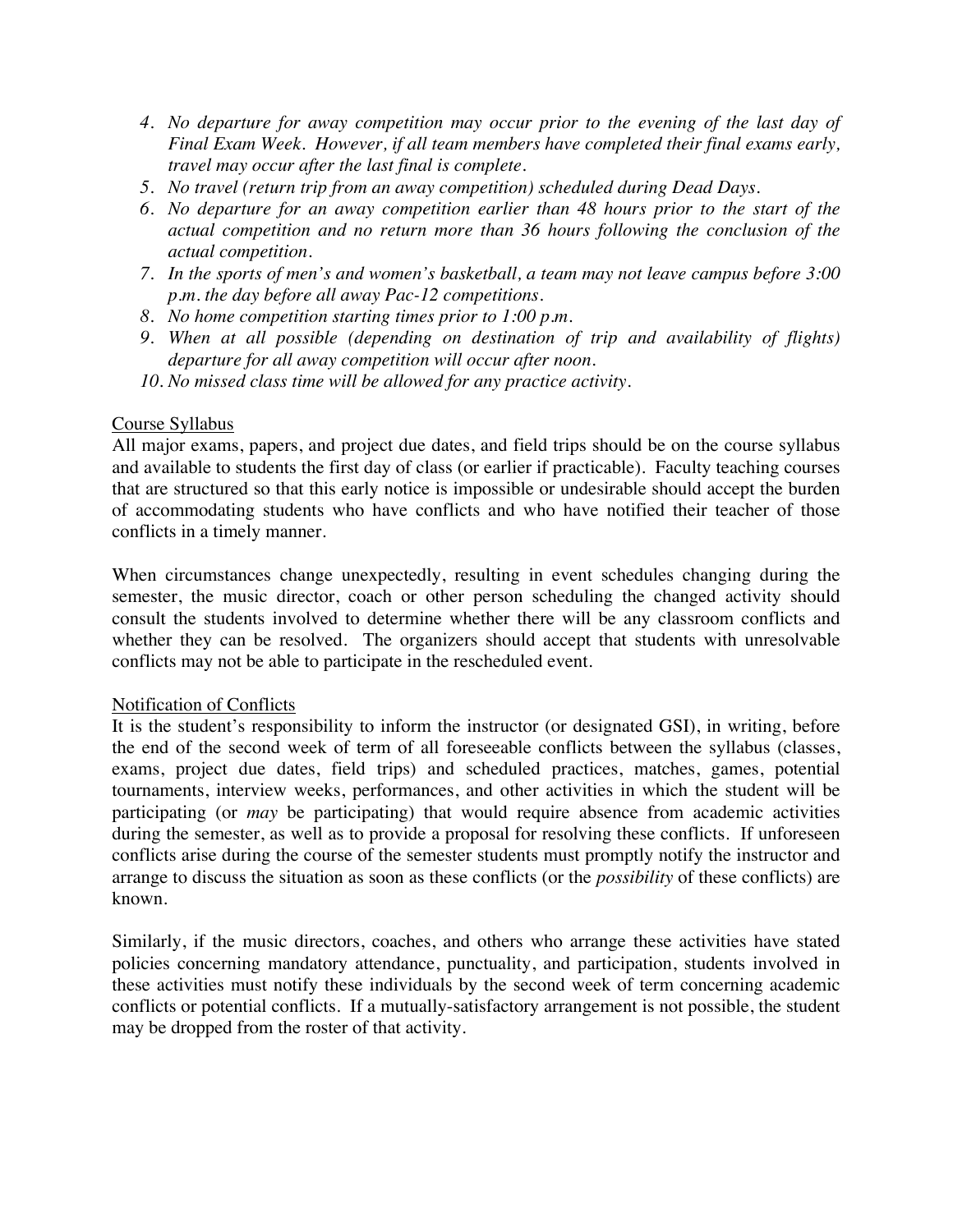4. *No departure for away competition may occur prior to the evening of the last day of Final Exam Week. However, if all team members have completed their final exams early, travel may occur after the last final is complete.*
5. *No travel (return trip from an away competition) scheduled during Dead Days.*
6. *No departure for an away competition earlier than 48 hours prior to the start of the actual competition and no return more than 36 hours following the conclusion of the actual competition.*
7. *In the sports of men's and women's basketball, a team may not leave campus before 3:00 p.m. the day before all away Pac-12 competitions.*
8. *No home competition starting times prior to 1:00 p.m.*
9. *When at all possible (depending on destination of trip and availability of flights) departure for all away competition will occur after noon.*
10. *No missed class time will be allowed for any practice activity.*

<u>Course Syllabus</u>

All major exams, papers, and project due dates, and field trips should be on the course syllabus and available to students the first day of class (or earlier if practicable). Faculty teaching courses that are structured so that this early notice is impossible or undesirable should accept the burden of accommodating students who have conflicts and who have notified their teacher of those conflicts in a timely manner.

When circumstances change unexpectedly, resulting in event schedules changing during the semester, the music director, coach or other person scheduling the changed activity should consult the students involved to determine whether there will be any classroom conflicts and whether they can be resolved. The organizers should accept that students with unresolvable conflicts may not be able to participate in the rescheduled event.

<u>Notification of Conflicts</u>

It is the student's responsibility to inform the instructor (or designated GSI), in writing, before the end of the second week of term of all foreseeable conflicts between the syllabus (classes, exams, project due dates, field trips) and scheduled practices, matches, games, potential tournaments, interview weeks, performances, and other activities in which the student will be participating (or *may* be participating) that would require absence from academic activities during the semester, as well as to provide a proposal for resolving these conflicts. If unforeseen conflicts arise during the course of the semester students must promptly notify the instructor and arrange to discuss the situation as soon as these conflicts (or the *possibility* of these conflicts) are known.

Similarly, if the music directors, coaches, and others who arrange these activities have stated policies concerning mandatory attendance, punctuality, and participation, students involved in these activities must notify these individuals by the second week of term concerning academic conflicts or potential conflicts. If a mutually-satisfactory arrangement is not possible, the student may be dropped from the roster of that activity.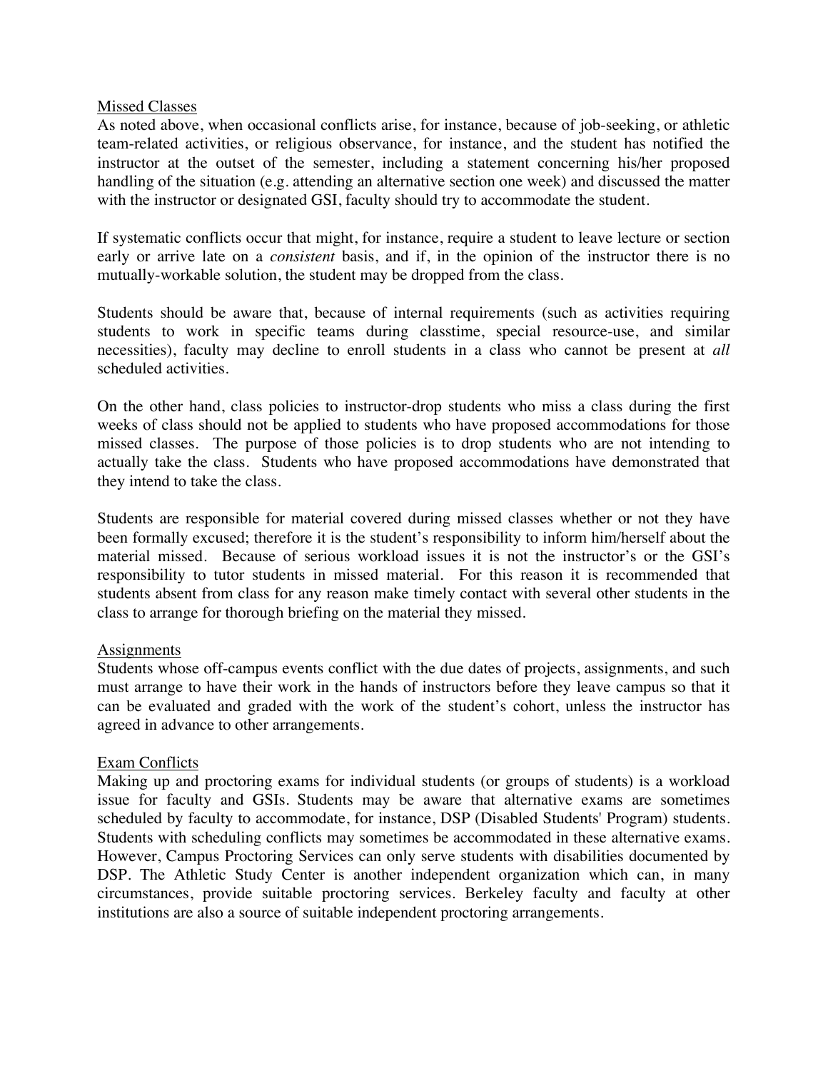## Missed Classes

As noted above, when occasional conflicts arise, for instance, because of job-seeking, or athletic team-related activities, or religious observance, for instance, and the student has notified the instructor at the outset of the semester, including a statement concerning his/her proposed handling of the situation (e.g. attending an alternative section one week) and discussed the matter with the instructor or designated GSI, faculty should try to accommodate the student.

If systematic conflicts occur that might, for instance, require a student to leave lecture or section early or arrive late on a *consistent* basis, and if, in the opinion of the instructor there is no mutually-workable solution, the student may be dropped from the class.

Students should be aware that, because of internal requirements (such as activities requiring students to work in specific teams during classtime, special resource-use, and similar necessities), faculty may decline to enroll students in a class who cannot be present at *all* scheduled activities.

On the other hand, class policies to instructor-drop students who miss a class during the first weeks of class should not be applied to students who have proposed accommodations for those missed classes. The purpose of those policies is to drop students who are not intending to actually take the class. Students who have proposed accommodations have demonstrated that they intend to take the class.

Students are responsible for material covered during missed classes whether or not they have been formally excused; therefore it is the student's responsibility to inform him/herself about the material missed. Because of serious workload issues it is not the instructor's or the GSI's responsibility to tutor students in missed material. For this reason it is recommended that students absent from class for any reason make timely contact with several other students in the class to arrange for thorough briefing on the material they missed.

## Assignments

Students whose off-campus events conflict with the due dates of projects, assignments, and such must arrange to have their work in the hands of instructors before they leave campus so that it can be evaluated and graded with the work of the student's cohort, unless the instructor has agreed in advance to other arrangements.

## Exam Conflicts

Making up and proctoring exams for individual students (or groups of students) is a workload issue for faculty and GSIs. Students may be aware that alternative exams are sometimes scheduled by faculty to accommodate, for instance, DSP (Disabled Students' Program) students. Students with scheduling conflicts may sometimes be accommodated in these alternative exams. However, Campus Proctoring Services can only serve students with disabilities documented by DSP. The Athletic Study Center is another independent organization which can, in many circumstances, provide suitable proctoring services. Berkeley faculty and faculty at other institutions are also a source of suitable independent proctoring arrangements.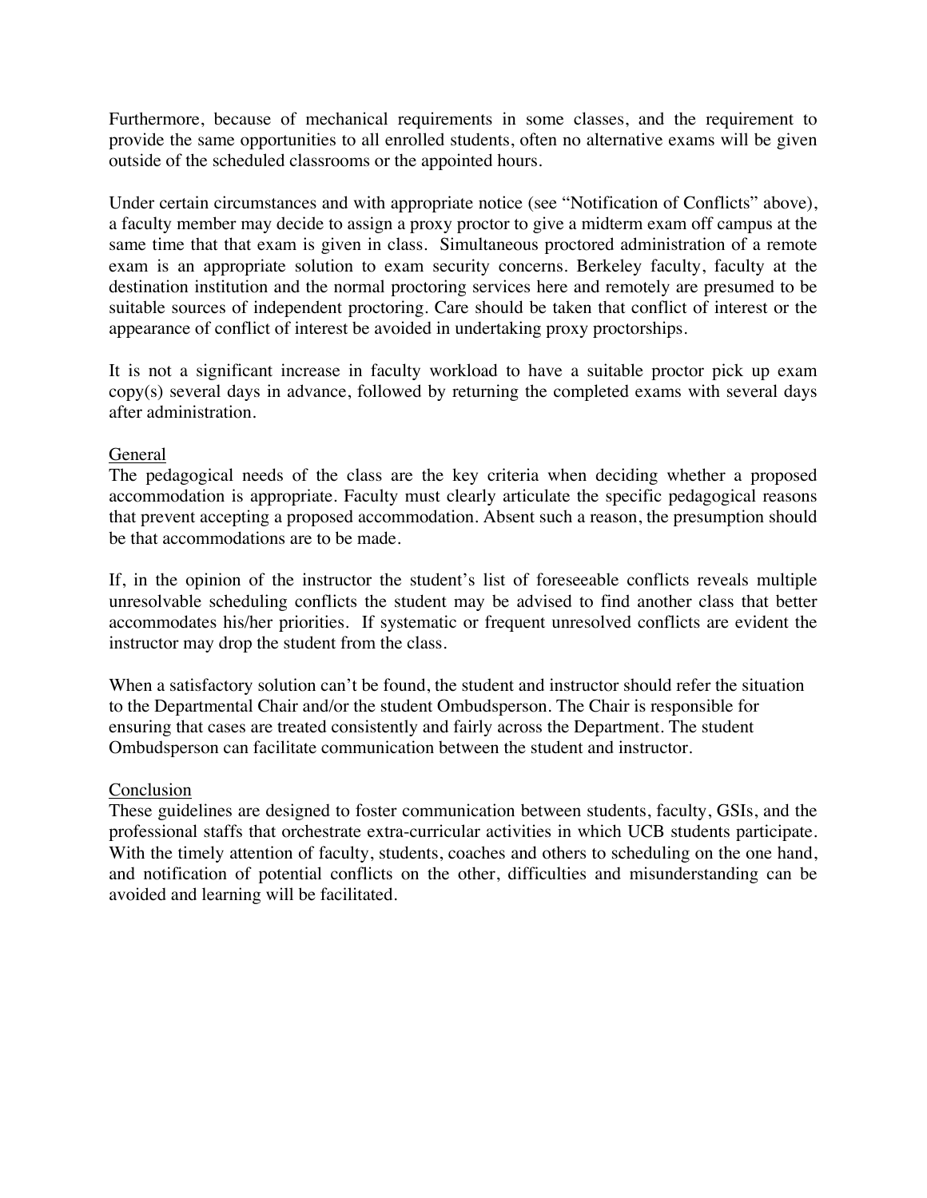Furthermore, because of mechanical requirements in some classes, and the requirement to provide the same opportunities to all enrolled students, often no alternative exams will be given outside of the scheduled classrooms or the appointed hours.

Under certain circumstances and with appropriate notice (see "Notification of Conflicts" above), a faculty member may decide to assign a proxy proctor to give a midterm exam off campus at the same time that that exam is given in class. Simultaneous proctored administration of a remote exam is an appropriate solution to exam security concerns. Berkeley faculty, faculty at the destination institution and the normal proctoring services here and remotely are presumed to be suitable sources of independent proctoring. Care should be taken that conflict of interest or the appearance of conflict of interest be avoided in undertaking proxy proctorships.

It is not a significant increase in faculty workload to have a suitable proctor pick up exam copy(s) several days in advance, followed by returning the completed exams with several days after administration.

## General

The pedagogical needs of the class are the key criteria when deciding whether a proposed accommodation is appropriate. Faculty must clearly articulate the specific pedagogical reasons that prevent accepting a proposed accommodation. Absent such a reason, the presumption should be that accommodations are to be made.

If, in the opinion of the instructor the student's list of foreseeable conflicts reveals multiple unresolvable scheduling conflicts the student may be advised to find another class that better accommodates his/her priorities. If systematic or frequent unresolved conflicts are evident the instructor may drop the student from the class.

When a satisfactory solution can't be found, the student and instructor should refer the situation to the Departmental Chair and/or the student Ombudsperson. The Chair is responsible for ensuring that cases are treated consistently and fairly across the Department. The student Ombudsperson can facilitate communication between the student and instructor.

## Conclusion

These guidelines are designed to foster communication between students, faculty, GSIs, and the professional staffs that orchestrate extra-curricular activities in which UCB students participate. With the timely attention of faculty, students, coaches and others to scheduling on the one hand, and notification of potential conflicts on the other, difficulties and misunderstanding can be avoided and learning will be facilitated.